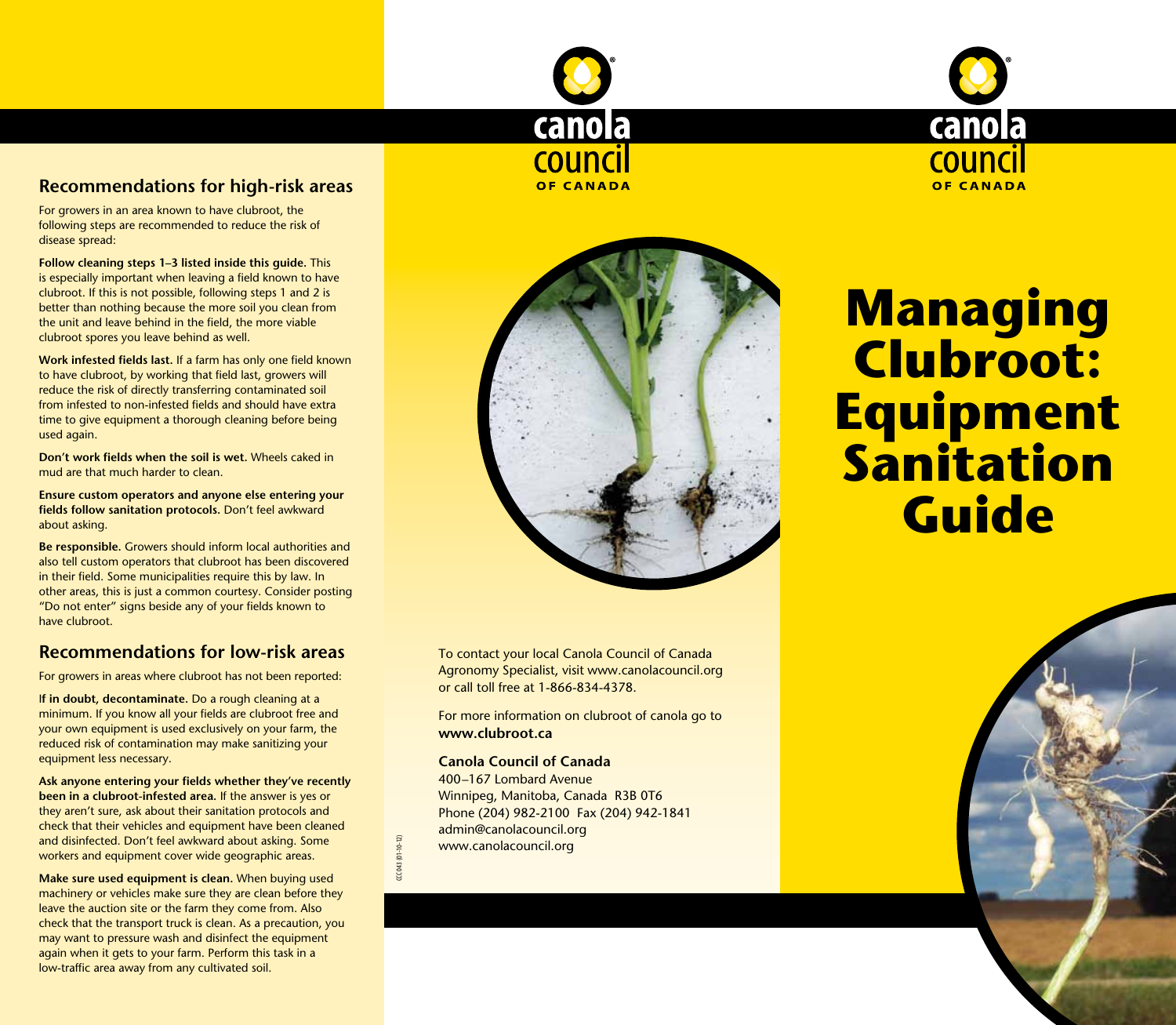## Recommendations for high-risk areas

For growers in an area known to have clubroot, the following steps are recommended to reduce the risk of disease spread:

**Follow cleaning steps 1–3 listed inside this guide.** This is especially important when leaving a field known to have clubroot. If this is not possible, following steps 1 and 2 is better than nothing because the more soil you clean from the unit and leave behind in the field, the more viable clubroot spores you leave behind as well.

**Work infested fields last.** If a farm has only one field known to have clubroot, by working that field last, growers will reduce the risk of directly transferring contaminated soil from infested to non-infested fields and should have extra time to give equipment a thorough cleaning before being used again.

**Don't work fields when the soil is wet.** Wheels caked in mud are that much harder to clean.

**Ensure custom operators and anyone else entering your fields follow sanitation protocols.** Don't feel awkward about asking.

**Be responsible.** Growers should inform local authorities and also tell custom operators that clubroot has been discovered in their field. Some municipalities require this by law. In other areas, this is just a common courtesy. Consider posting "Do not enter" signs beside any of your fields known to have clubroot.

## Recommendations for low-risk areas

For growers in areas where clubroot has not been reported:

**If in doubt, decontaminate.** Do a rough cleaning at a minimum. If you know all your fields are clubroot free and your own equipment is used exclusively on your farm, the reduced risk of contamination may make sanitizing your equipment less necessary.

**Ask anyone entering your fields whether they've recently been in a clubroot-infested area.** If the answer is yes or they aren't sure, ask about their sanitation protocols and check that their vehicles and equipment have been cleaned and disinfected. Don't feel awkward about asking. Some workers and equipment cover wide geographic areas.

**Make sure used equipment is clean.** When buying used machinery or vehicles make sure they are clean before they leave the auction site or the farm they come from. Also check that the transport truck is clean. As a precaution, you may want to pressure wash and disinfect the equipment again when it gets to your farm. Perform this task in a low-traffic area away from any cultivated soil.

canola council OF CANADA

To contact your local Canola Council of Canada Agronomy Specialist, visit www.canolacouncil.org or call toll free at 1-866-834-4378.

For more information on clubroot of canola go to **www.clubroot.ca**

**Canola Council of Canada**
400–167 Lombard Avenue
Winnipeg, Manitoba, Canada R3B 0T6
Phone (204) 982-2100 Fax (204) 942-1841
admin@canolacouncil.org
www.canolacouncil.org

CCC043 (01-10-12)

canola council OF CANADA

# Managing Clubroot: Equipment Sanitation Guide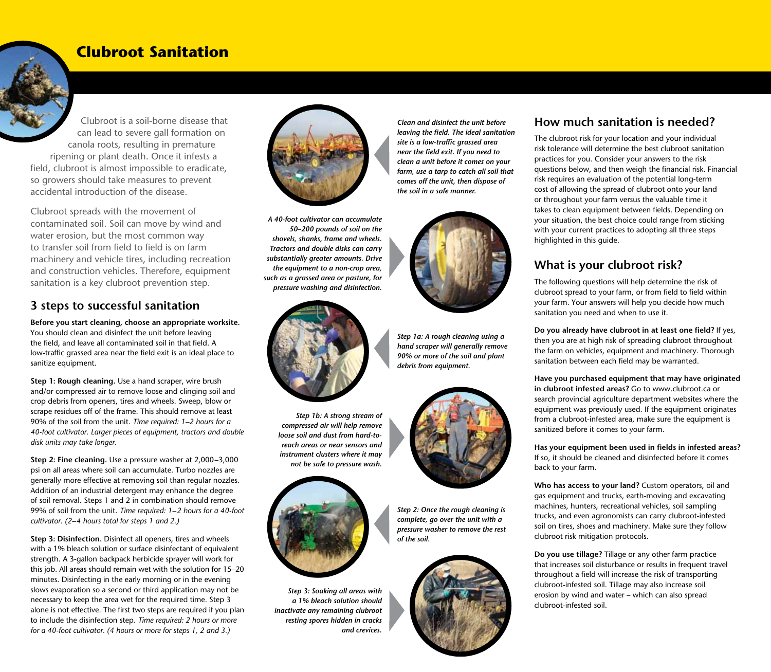# Clubroot Sanitation

Clubroot is a soil-borne disease that can lead to severe gall formation on canola roots, resulting in premature ripening or plant death. Once it infests a field, clubroot is almost impossible to eradicate, so growers should take measures to prevent accidental introduction of the disease.

Clubroot spreads with the movement of contaminated soil. Soil can move by wind and water erosion, but the most common way to transfer soil from field to field is on farm machinery and vehicle tires, including recreation and construction vehicles. Therefore, equipment sanitation is a key clubroot prevention step.

## 3 steps to successful sanitation

**Before you start cleaning, choose an appropriate worksite.** You should clean and disinfect the unit before leaving the field, and leave all contaminated soil in that field. A low-traffic grassed area near the field exit is an ideal place to sanitize equipment.

**Step 1: Rough cleaning.** Use a hand scraper, wire brush and/or compressed air to remove loose and clinging soil and crop debris from openers, tires and wheels. Sweep, blow or scrape residues off of the frame. This should remove at least 90% of the soil from the unit. *Time required: 1–2 hours for a 40-foot cultivator. Larger pieces of equipment, tractors and double disk units may take longer.*

**Step 2: Fine cleaning.** Use a pressure washer at 2,000–3,000 psi on all areas where soil can accumulate. Turbo nozzles are generally more effective at removing soil than regular nozzles. Addition of an industrial detergent may enhance the degree of soil removal. Steps 1 and 2 in combination should remove 99% of soil from the unit. *Time required: 1–2 hours for a 40-foot cultivator. (2–4 hours total for steps 1 and 2.)*

**Step 3: Disinfection.** Disinfect all openers, tires and wheels with a 1% bleach solution or surface disinfectant of equivalent strength. A 3-gallon backpack herbicide sprayer will work for this job. All areas should remain wet with the solution for 15–20 minutes. Disinfecting in the early morning or in the evening slows evaporation so a second or third application may not be necessary to keep the area wet for the required time. Step 3 alone is not effective. The first two steps are required if you plan to include the disinfection step. *Time required: 2 hours or more for a 40-foot cultivator. (4 hours or more for steps 1, 2 and 3.)*

*Clean and disinfect the unit before leaving the field. The ideal sanitation site is a low-traffic grassed area near the field exit. If you need to clean a unit before it comes on your farm, use a tarp to catch all soil that comes off the unit, then dispose of the soil in a safe manner.*

*A 40-foot cultivator can accumulate 50–200 pounds of soil on the shovels, shanks, frame and wheels. Tractors and double disks can carry substantially greater amounts. Drive the equipment to a non-crop area, such as a grassed area or pasture, for pressure washing and disinfection.*

*Step 1a: A rough cleaning using a hand scraper will generally remove 90% or more of the soil and plant debris from equipment.*

*Step 1b: A strong stream of compressed air will help remove loose soil and dust from hard-to-reach areas or near sensors and instrument clusters where it may not be safe to pressure wash.*

*Step 2: Once the rough cleaning is complete, go over the unit with a pressure washer to remove the rest of the soil.*

*Step 3: Soaking all areas with a 1% bleach solution should inactivate any remaining clubroot resting spores hidden in cracks and crevices.*

## How much sanitation is needed?

The clubroot risk for your location and your individual risk tolerance will determine the best clubroot sanitation practices for you. Consider your answers to the risk questions below, and then weigh the financial risk. Financial risk requires an evaluation of the potential long-term cost of allowing the spread of clubroot onto your land or throughout your farm versus the valuable time it takes to clean equipment between fields. Depending on your situation, the best choice could range from sticking with your current practices to adopting all three steps highlighted in this guide.

## What is your clubroot risk?

The following questions will help determine the risk of clubroot spread to your farm, or from field to field within your farm. Your answers will help you decide how much sanitation you need and when to use it.

**Do you already have clubroot in at least one field?** If yes, then you are at high risk of spreading clubroot throughout the farm on vehicles, equipment and machinery. Thorough sanitation between each field may be warranted.

**Have you purchased equipment that may have originated in clubroot infested areas?** Go to www.clubroot.ca or search provincial agriculture department websites where the equipment was previously used. If the equipment originates from a clubroot-infested area, make sure the equipment is sanitized before it comes to your farm.

**Has your equipment been used in fields in infested areas?** If so, it should be cleaned and disinfected before it comes back to your farm.

**Who has access to your land?** Custom operators, oil and gas equipment and trucks, earth-moving and excavating machines, hunters, recreational vehicles, soil sampling trucks, and even agronomists can carry clubroot-infested soil on tires, shoes and machinery. Make sure they follow clubroot risk mitigation protocols.

**Do you use tillage?** Tillage or any other farm practice that increases soil disturbance or results in frequent travel throughout a field will increase the risk of transporting clubroot-infested soil. Tillage may also increase soil erosion by wind and water – which can also spread clubroot-infested soil.